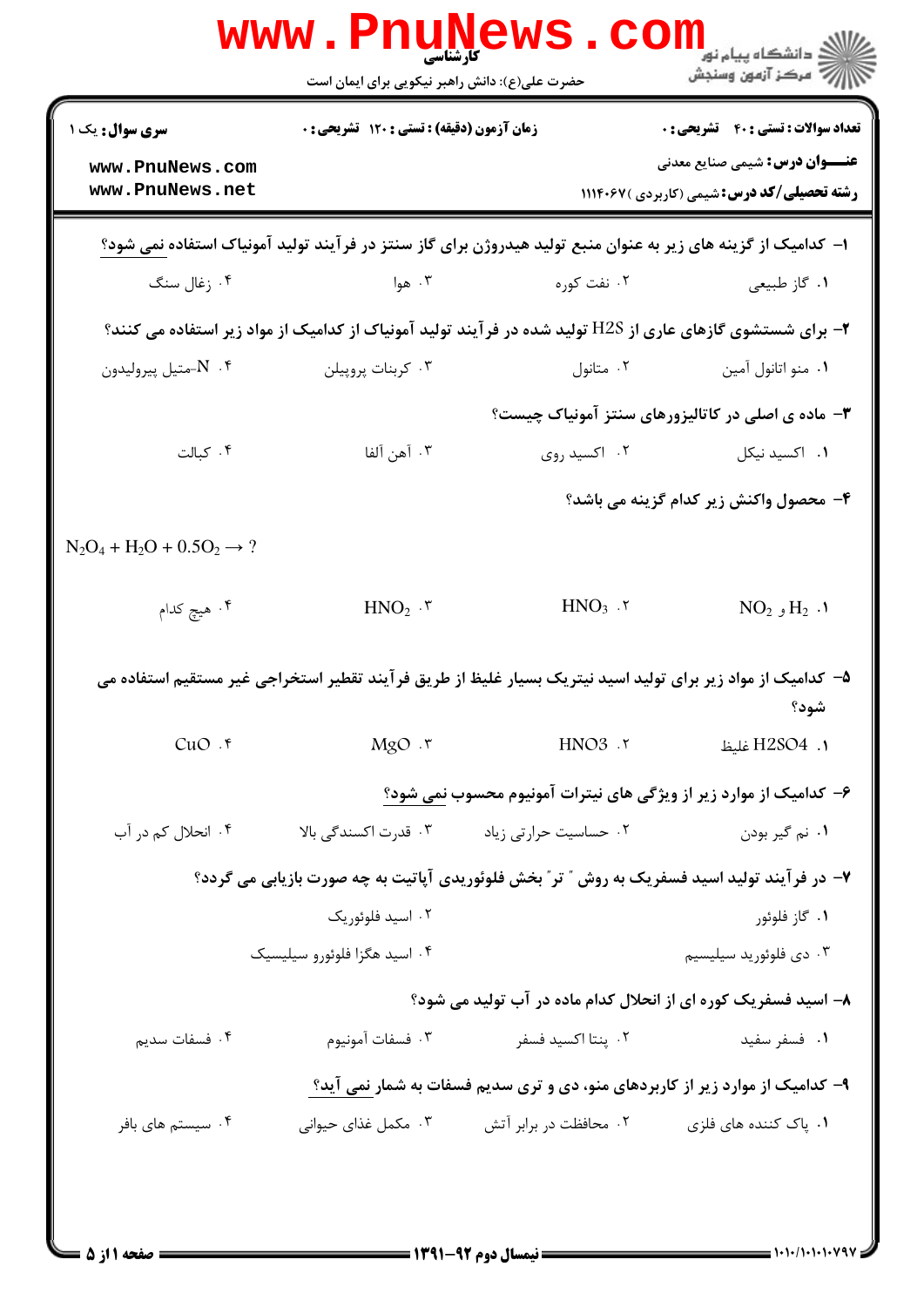کارشناسی

حضرت علی(ع): دانش راهبر نیکویی برای ایمان است

**سری سوال:** یک ۱

**زمان آزمون (دقیقه) : تستی : ۱۲۰ تشریحی : ۰**

**تعداد سوالات : تستی : ۴۰ تشریحی : ۰**

**عنـــوان درس:** شیمی صنایع معدنی

**رشته تحصیلی/کد درس:** شیمی (کاربردی )۱۱۱۴۰۶۷

۱- کدامیک از گزینه های زیر به عنوان منبع تولید هیدروژن برای گاز سنتز در فرآیند تولید آمونیاک استفاده نمی شود؟

۱. گاز طبیعی
۲. نفت کوره
۳. هوا
۴. زغال سنگ

۲- برای شستشوی گازهای عاری از H2S تولید شده در فرآیند تولید آمونیاک از کدامیک از مواد زیر استفاده می کنند؟

۱. منو اتانول آمین
۲. متانول
۳. کربنات پروپیلن
۴. N-متیل پیرولیدون

۳- ماده ی اصلی در کاتالیزورهای سنتز آمونیاک چیست؟

۱. اکسید نیکل
۲. اکسید روی
۳. آهن آلفا
۴. کبالت

۴- محصول واکنش زیر کدام گزینه می باشد؟

$N_2O_4 + H_2O + 0.5O_2 \rightarrow ?$

۱. $NO_2$ و $H_2$
۲. $HNO_3$
۳. $HNO_2$
۴. هیچ کدام

۵- کدامیک از مواد زیر برای تولید اسید نیتریک بسیار غلیظ از طریق فرآیند تقطیر استخراجی غیر مستقیم استفاده می شود؟

۱. $H_2SO_4$ غلیظ
۲. $HNO_3$
۳. $MgO$
۴. $CuO$

۶- کدامیک از موارد زیر از ویژگی های نیترات آمونیوم محسوب نمی شود؟

۱. نم گیر بودن
۲. حساسیت حرارتی زیاد
۳. قدرت اکسندگی بالا
۴. انحلال کم در آب

۷- در فرآیند تولید اسید فسفریک به روش " تر" بخش فلوئوریدی آپاتیت به چه صورت بازیابی می گردد؟

۱. گاز فلوئور
۲. اسید فلوئوریک
۳. دی فلوئورید سیلیسیم
۴. اسید هگزا فلوئورو سیلیسیک

۸- اسید فسفریک کوره ای از انحلال کدام ماده در آب تولید می شود؟

۱. فسفر سفید
۲. پنتا اکسید فسفر
۳. فسفات آمونیوم
۴. فسفات سدیم

۹- کدامیک از موارد زیر از کاربردهای منو، دی و تری سدیم فسفات به شمار نمی آید؟

۱. پاک کننده های فلزی
۲. محافظت در برابر آتش
۳. مکمل غذای حیوانی
۴. سیستم های بافر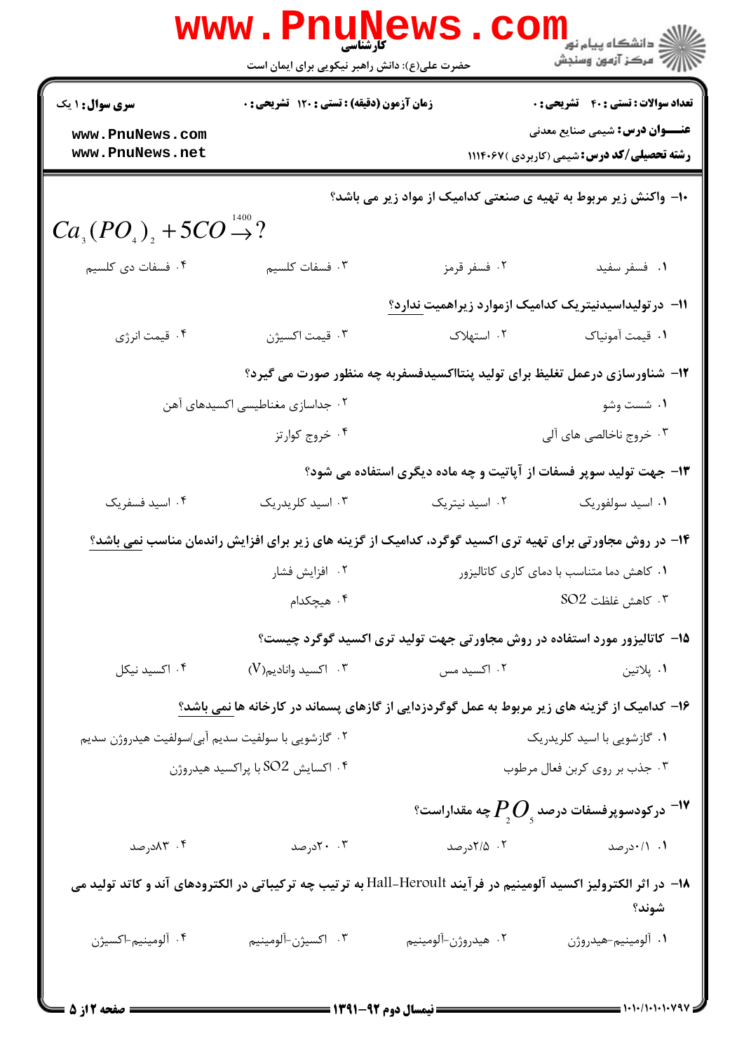**سری سوال:** ۱ یک

**زمان آزمون (دقیقه) : تستی :** ۱۲۰ **تشریحی :** ۰

**تعداد سوالات : تستی :** ۴۰ **تشریحی :** ۰

**عنـــوان درس:** شیمی صنایع معدنی

**رشته تحصیلی/کد درس:** شیمی (کاربردی )۱۱۱۴۰۶۷

۱۰- واکنش زیر مربوط به تهیه ی صنعتی کدامیک از مواد زیر می باشد؟

$$Ca_3(PO_4)_2 + 5CO \xrightarrow{1400} ?$$

۱. فسفر سفید
۲. فسفر قرمز
۳. فسفات کلسیم
۴. فسفات دی کلسیم

۱۱- درتولیداسیدنیتریک کدامیک ازموارد زیراهمیت ندارد؟

۱. قیمت آمونیاک
۲. استهلاک
۳. قیمت اکسیژن
۴. قیمت انرژی

۱۲- شناورسازی درعمل تغلیظ برای تولید پنتااکسیدفسفربه چه منظور صورت می گیرد؟

۱. شست وشو
۲. جداسازی مغناطیسی اکسیدهای آهن
۳. خروج ناخالصی های آلی
۴. خروج کوارتز

۱۳- جهت تولید سوپر فسفات از آپاتیت و چه ماده دیگری استفاده می شود؟

۱. اسید سولفوریک
۲. اسید نیتریک
۳. اسید کلریدریک
۴. اسید فسفریک

۱۴- در روش مجاورتی برای تهیه تری اکسید گوگرد، کدامیک از گزینه های زیر برای افزایش راندمان مناسب نمی باشد؟

۱. کاهش دما متناسب با دمای کاری کاتالیزور
۲. افزایش فشار
۳. کاهش غلظت $SO_2$
۴. هیچکدام

۱۵- کاتالیزور مورد استفاده در روش مجاورتی جهت تولید تری اکسید گوگرد چیست؟

۱. پلاتین
۲. اکسید مس
۳. اکسید وانادیم(V)
۴. اکسید نیکل

۱۶- کدامیک از گزینه های زیر مربوط به عمل گوگردزدایی از گازهای پسماند در کارخانه ها نمی باشد؟

۱. گازشویی با اسید کلریدریک
۲. گازشویی با سولفیت سدیم آبی/سولفیت هیدروژن سدیم
۳. جذب بر روی کربن فعال مرطوب
۴. اکسایش $SO_2$ با پراکسید هیدروژن

۱۷- درکودسوپرفسفات درصد $P_2O_5$ چه مقداراست؟

۱. ۰/۱درصد
۲. ۲/۵درصد
۳. ۲۰درصد
۴. ۸۳درصد

۱۸- در اثر الکترولیز اکسید آلومینیم در فرآیند Hall-Heroult به ترتیب چه ترکیباتی در الکترودهای آند و کاتد تولید می شوند؟

۱. آلومینیم-هیدروژن
۲. هیدروژن-آلومینیم
۳. اکسیژن-آلومینیم
۴. آلومینیم-اکسیژن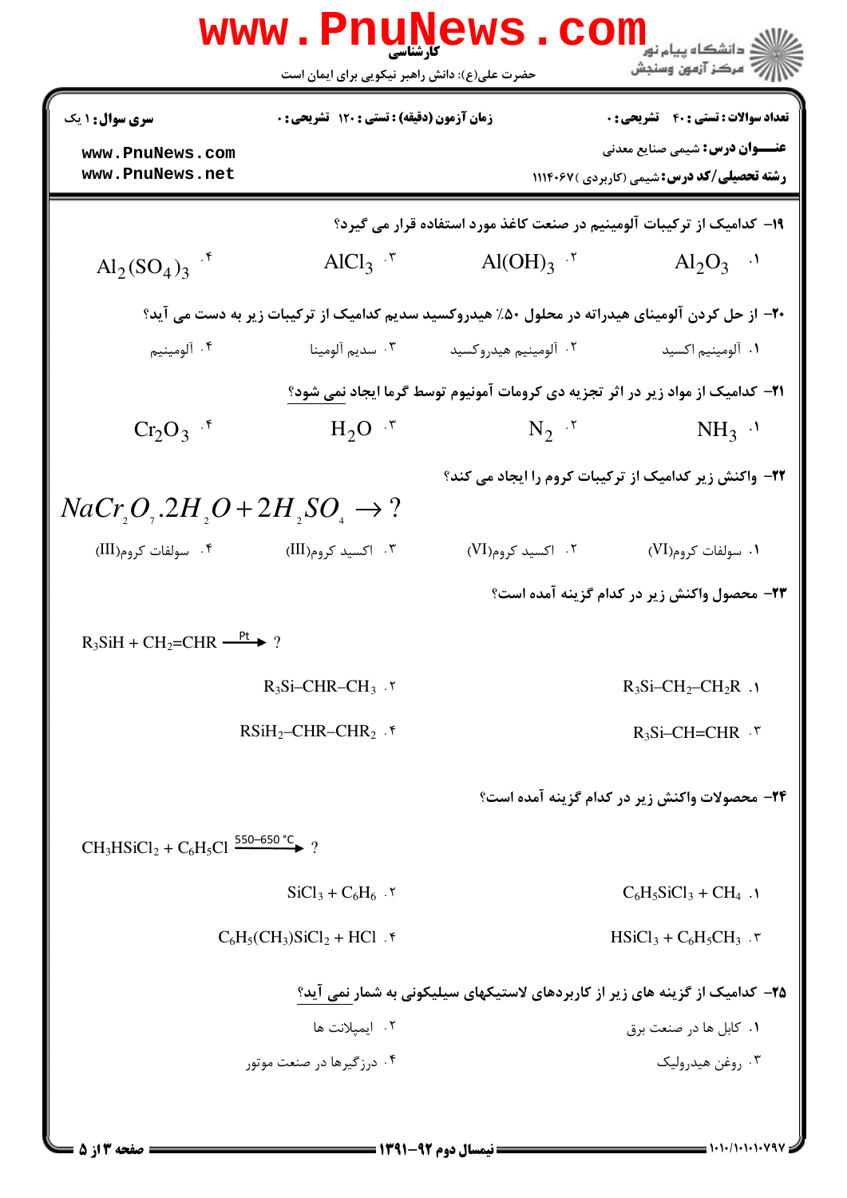۱۹- کدامیک از ترکیبات آلومینیم در صنعت کاغذ مورد استفاده قرار می گیرد؟

۱. $Al_2O_3$ &nbsp;&nbsp; ۲. $Al(OH)_3$ &nbsp;&nbsp; ۳. $AlCl_3$ &nbsp;&nbsp; ۴. $Al_2(SO_4)_3$

۲۰- از حل کردن آلومینای هیدراته در محلول ۵۰٪ هیدروکسید سدیم کدامیک از ترکیبات زیر به دست می آید؟

۱. آلومینیم اکسید &nbsp;&nbsp; ۲. آلومینیم هیدروکسید &nbsp;&nbsp; ۳. سدیم آلومینا &nbsp;&nbsp; ۴. آلومینیم

۲۱- کدامیک از مواد زیر در اثر تجزیه دی کرومات آمونیوم توسط گرما ایجاد نمی شود؟

۱. $NH_3$ &nbsp;&nbsp; ۲. $N_2$ &nbsp;&nbsp; ۳. $H_2O$ &nbsp;&nbsp; ۴. $Cr_2O_3$

۲۲- واکنش زیر کدامیک از ترکیبات کروم را ایجاد می کند؟

$$NaCr_2O_7.2H_2O + 2H_2SO_4 \rightarrow ?$$

۱. سولفات کروم(VI) &nbsp;&nbsp; ۲. اکسید کروم(VI) &nbsp;&nbsp; ۳. اکسید کروم(III) &nbsp;&nbsp; ۴. سولفات کروم(III)

۲۳- محصول واکنش زیر در کدام گزینه آمده است؟

$$R_3SiH + CH_2{=}CHR \xrightarrow{Pt} ?$$

۱. $R_3Si–CH_2–CH_2R$ &nbsp;&nbsp; ۲. $R_3Si–CHR–CH_3$

۳. $R_3Si–CH{=}CHR$ &nbsp;&nbsp; ۴. $RSiH_2–CHR–CHR_2$

۲۴- محصولات واکنش زیر در کدام گزینه آمده است؟

$$CH_3HSiCl_2 + C_6H_5Cl \xrightarrow{550–650\,°C} ?$$

۱. $C_6H_5SiCl_3 + CH_4$ &nbsp;&nbsp; ۲. $SiCl_3 + C_6H_6$

۳. $HSiCl_3 + C_6H_5CH_3$ &nbsp;&nbsp; ۴. $C_6H_5(CH_3)SiCl_2 + HCl$

۲۵- کدامیک از گزینه های زیر از کاربردهای لاستیکهای سیلیکونی به شمار نمی آید؟

۱. کابل ها در صنعت برق &nbsp;&nbsp; ۲. ایمپلانت ها

۳. روغن هیدرولیک &nbsp;&nbsp; ۴. درزگیرها در صنعت موتور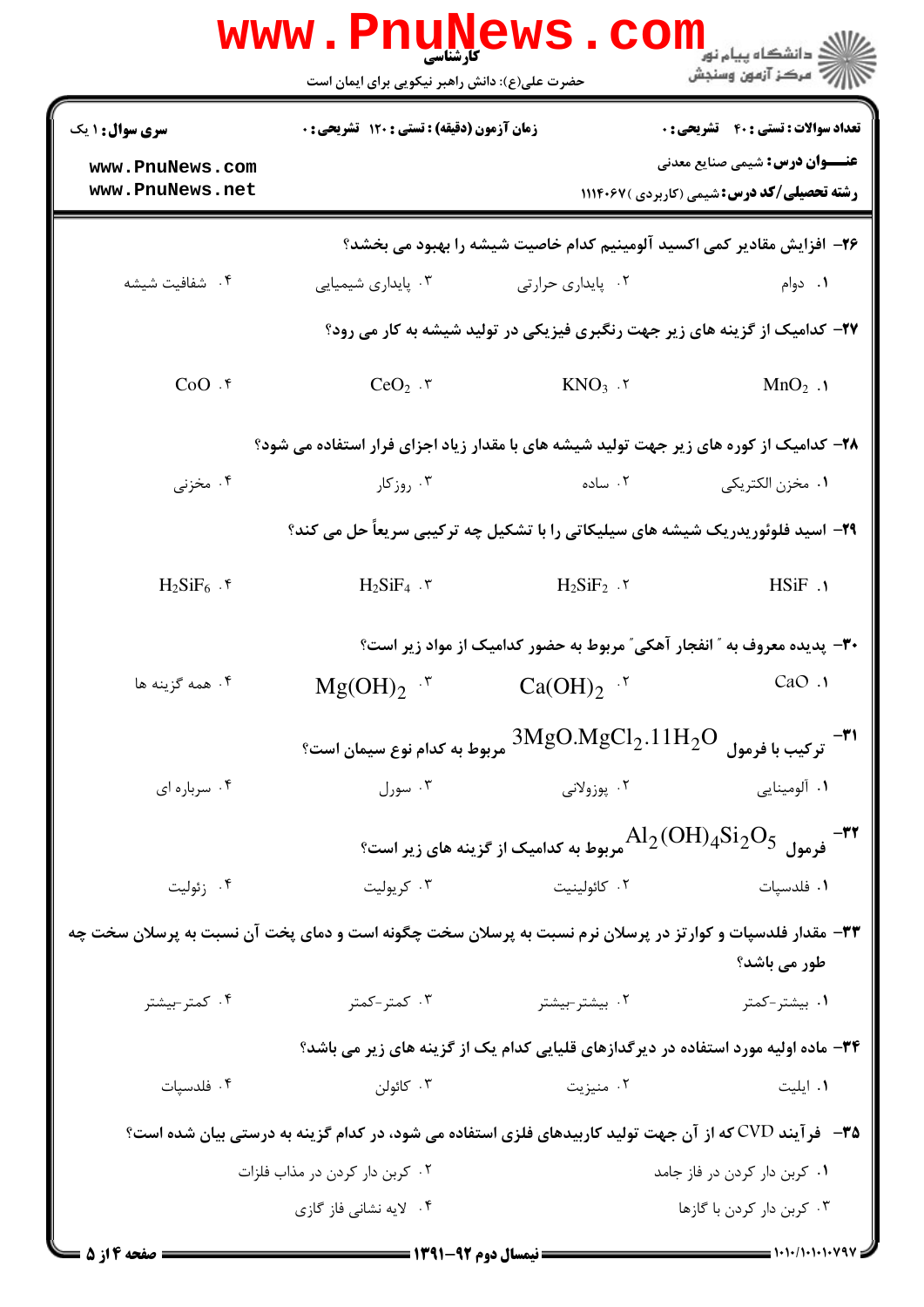**سری سوال:** ۱ یک | **زمان آزمون (دقیقه):** تستی: ۱۲۰ تشریحی: ۰ | **تعداد سوالات:** تستی: ۴۰ تشریحی: ۰

**عنوان درس:** شیمی صنایع معدنی

**رشته تحصیلی/کد درس:** شیمی (کاربردی) ۱۱۱۴۰۶۷

۲۶- افزایش مقادیر کمی اکسید آلومینیم کدام خاصیت شیشه را بهبود می بخشد؟

۱. دوام
۲. پایداری حرارتی
۳. پایداری شیمیایی
۴. شفافیت شیشه

۲۷- کدامیک از گزینه های زیر جهت رنگبری فیزیکی در تولید شیشه به کار می رود؟

۱. $MnO_2$
۲. $KNO_3$
۳. $CeO_2$
۴. $CoO$

۲۸- کدامیک از کوره های زیر جهت تولید شیشه های با مقدار زیاد اجزای فرار استفاده می شود؟

۱. مخزن الکتریکی
۲. ساده
۳. روزکار
۴. مخزنی

۲۹- اسید فلوئوریدریک شیشه های سیلیکاتی را با تشکیل چه ترکیبی سریعاً حل می کند؟

۱. $HSiF$
۲. $H_2SiF_2$
۳. $H_2SiF_4$
۴. $H_2SiF_6$

۳۰- پدیده معروف به "انفجار آهکی" مربوط به حضور کدامیک از مواد زیر است؟

۱. $CaO$
۲. $Ca(OH)_2$
۳. $Mg(OH)_2$
۴. همه گزینه ها

۳۱- ترکیب با فرمول $3MgO.MgCl_2.11H_2O$ مربوط به کدام نوع سیمان است؟

۱. آلومینایی
۲. پوزولانی
۳. سورل
۴. سرباره ای

۳۲- فرمول $Al_2(OH)_4Si_2O_5$ مربوط به کدامیک از گزینه های زیر است؟

۱. فلدسپات
۲. کائولینیت
۳. کریولیت
۴. زئولیت

۳۳- مقدار فلدسپات و کوارتز در پرسلان نرم نسبت به پرسلان سخت چگونه است و دمای پخت آن نسبت به پرسلان سخت چه طور می باشد؟

۱. بیشتر-کمتر
۲. بیشتر-بیشتر
۳. کمتر-کمتر
۴. کمتر-بیشتر

۳۴- ماده اولیه مورد استفاده در دیرگدازهای قلیایی کدام یک از گزینه های زیر می باشد؟

۱. ایلیت
۲. منیزیت
۳. کائولن
۴. فلدسپات

۳۵- فرآیند CVD که از آن جهت تولید کاربیدهای فلزی استفاده می شود، در کدام گزینه به درستی بیان شده است؟

۱. کربن دار کردن در فاز جامد
۲. کربن دار کردن در مذاب فلزات
۳. کربن دار کردن با گازها
۴. لایه نشانی فاز گازی

نیمسال دوم ۹۲-۱۳۹۱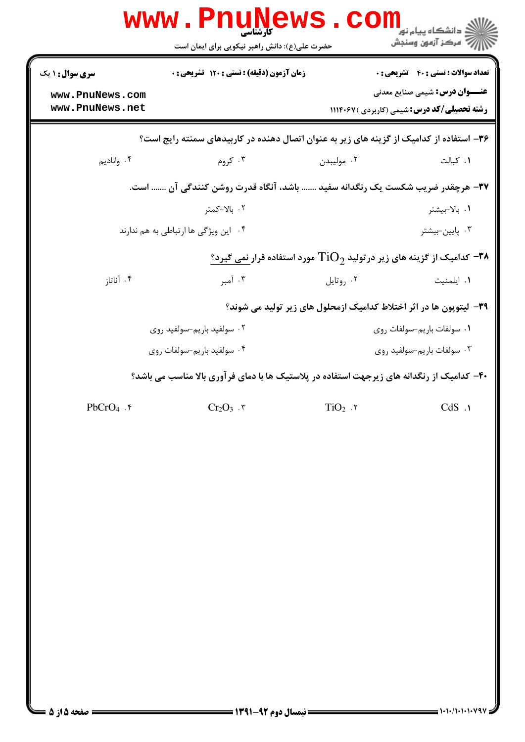۳۶- استفاده از کدامیک از گزینه های زیر به عنوان اتصال دهنده در کاربیدهای سمنته رایج است؟

۱. کبالت
۲. مولیبدن
۳. کروم
۴. وانادیم

۳۷- هرچقدر ضریب شکست یک رنگدانه سفید ....... باشد، آنگاه قدرت روشن کنندگی آن ....... است.

۱. بالا-بیشتر
۲. بالا-کمتر
۳. پایین-بیشتر
۴. این ویژگی ها ارتباطی به هم ندارند

۳۸- کدامیک از گزینه های زیر درتولید $TiO_2$ مورد استفاده قرار نمی گیرد؟

۱. ایلمنیت
۲. روتایل
۳. آمبر
۴. آناتاز

۳۹- لیتوپون ها در اثر اختلاط کدامیک ازمحلول های زیر تولید می شوند؟

۱. سولفات باریم-سولفات روی
۲. سولفید باریم-سولفید روی
۳. سولفات باریم-سولفید روی
۴. سولفید باریم-سولفات روی

۴۰- کدامیک از رنگدانه های زیرجهت استفاده در پلاستیک ها با دمای فرآوری بالا مناسب می باشد؟

۱. $CdS$
۲. $TiO_2$
۳. $Cr_2O_3$
۴. $PbCrO_4$